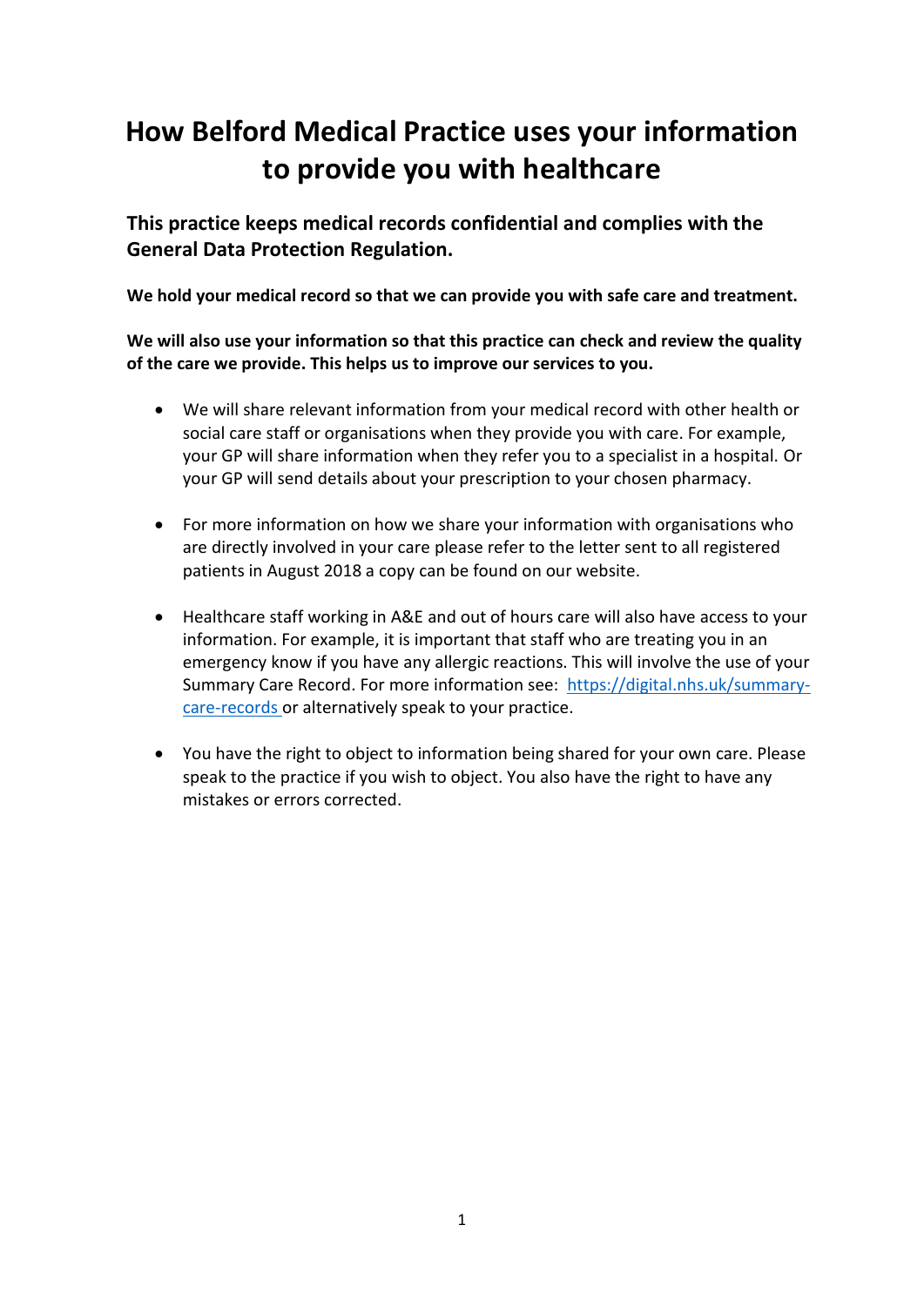# How Belford Medical Practice uses your information to provide you with healthcare

## This practice keeps medical records confidential and complies with the General Data Protection Regulation.

**We hold your medical record so that we can provide you with safe care and treatment.**

**We will also use your information so that this practice can check and review the quality of the care we provide. This helps us to improve our services to you.**

- We will share relevant information from your medical record with other health or social care staff or organisations when they provide you with care. For example, your GP will share information when they refer you to a specialist in a hospital. Or your GP will send details about your prescription to your chosen pharmacy.

- For more information on how we share your information with organisations who are directly involved in your care please refer to the letter sent to all registered patients in August 2018 a copy can be found on our website.

- Healthcare staff working in A&E and out of hours care will also have access to your information. For example, it is important that staff who are treating you in an emergency know if you have any allergic reactions. This will involve the use of your Summary Care Record. For more information see: [https://digital.nhs.uk/summary-care-records](https://digital.nhs.uk/summary-care-records) or alternatively speak to your practice.

- You have the right to object to information being shared for your own care. Please speak to the practice if you wish to object. You also have the right to have any mistakes or errors corrected.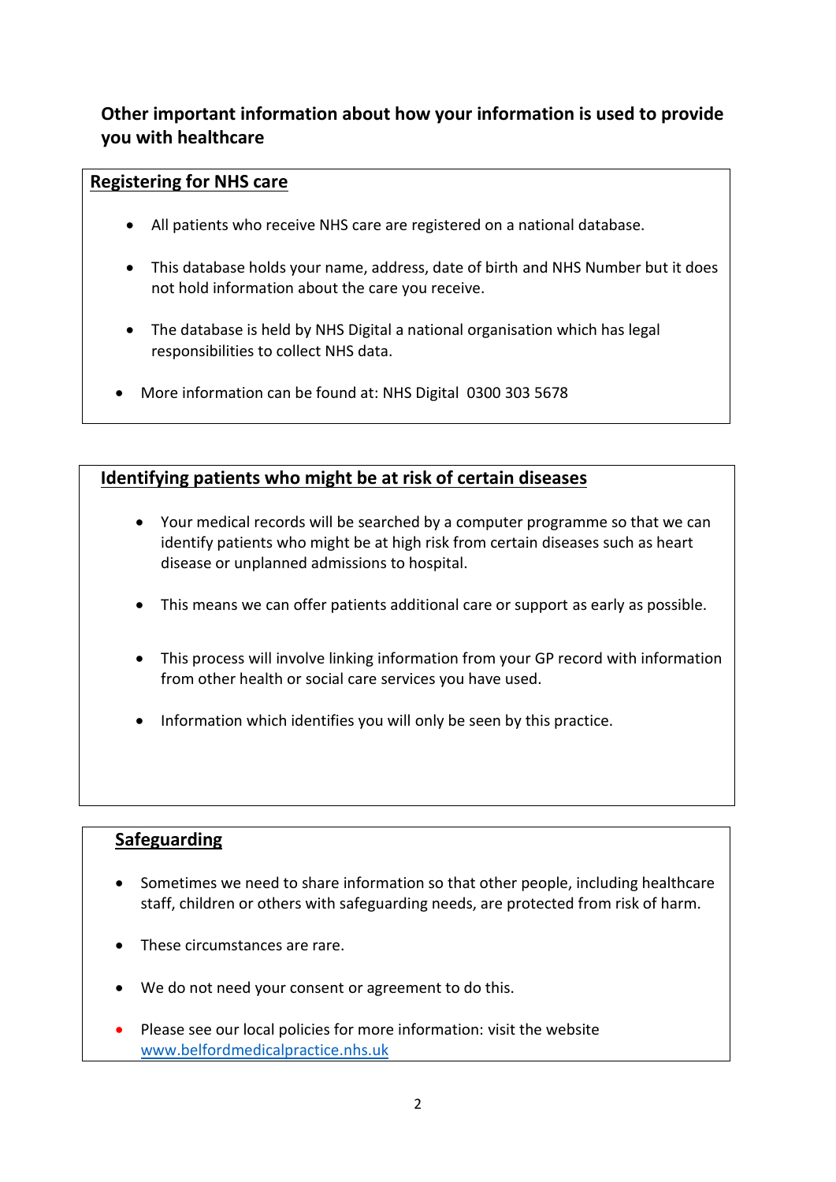## Other important information about how your information is used to provide you with healthcare

### Registering for NHS care

- All patients who receive NHS care are registered on a national database.
- This database holds your name, address, date of birth and NHS Number but it does not hold information about the care you receive.
- The database is held by NHS Digital a national organisation which has legal responsibilities to collect NHS data.
- More information can be found at: NHS Digital 0300 303 5678

### Identifying patients who might be at risk of certain diseases

- Your medical records will be searched by a computer programme so that we can identify patients who might be at high risk from certain diseases such as heart disease or unplanned admissions to hospital.
- This means we can offer patients additional care or support as early as possible.
- This process will involve linking information from your GP record with information from other health or social care services you have used.
- Information which identifies you will only be seen by this practice.

### Safeguarding

- Sometimes we need to share information so that other people, including healthcare staff, children or others with safeguarding needs, are protected from risk of harm.
- These circumstances are rare.
- We do not need your consent or agreement to do this.
- Please see our local policies for more information: visit the website [www.belfordmedicalpractice.nhs.uk](http://www.belfordmedicalpractice.nhs.uk)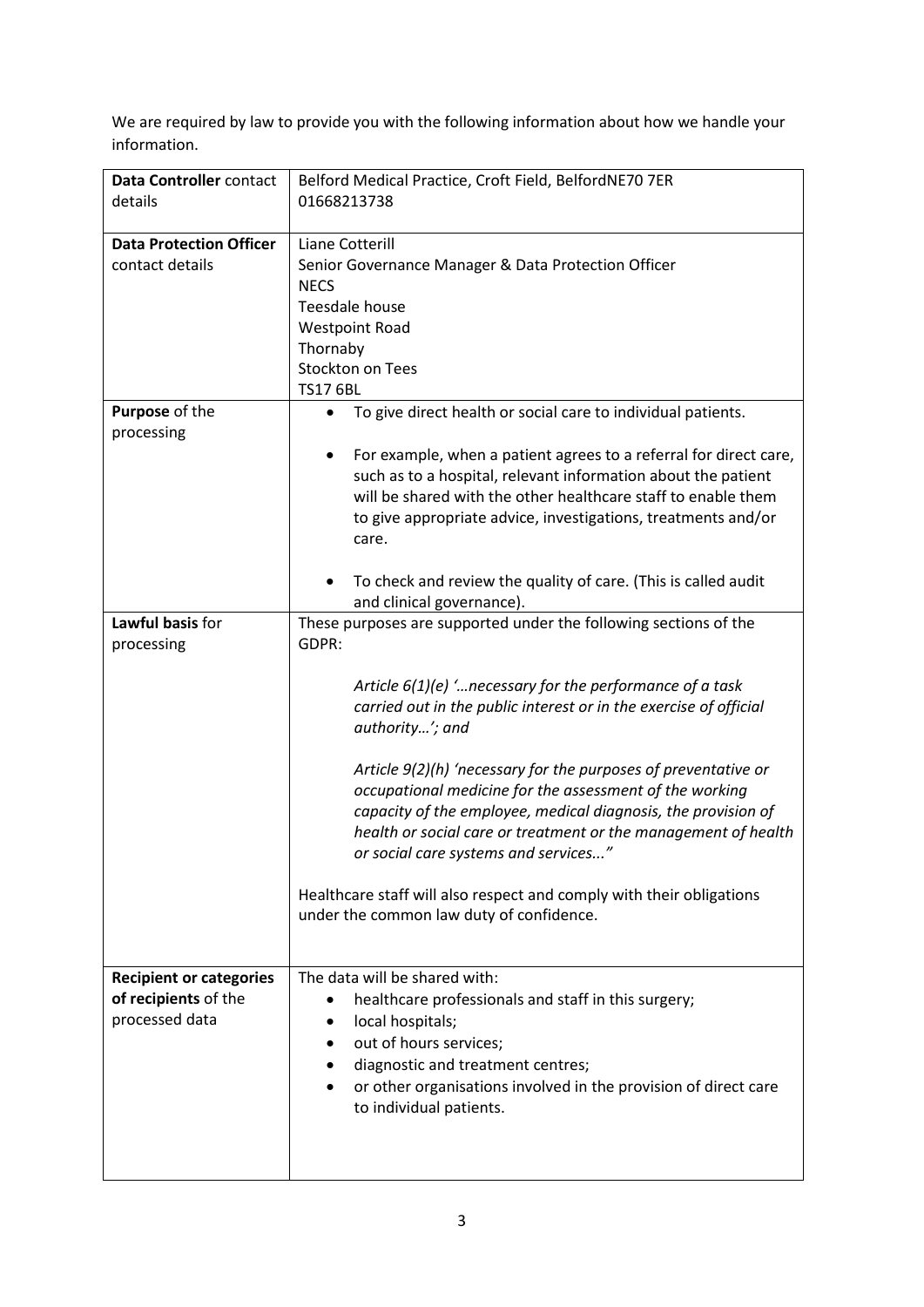We are required by law to provide you with the following information about how we handle your information.

| | |
|---|---|
| **Data Controller** contact details | Belford Medical Practice, Croft Field, BelfordNE70 7ER<br>01668213738 |
| **Data Protection Officer** contact details | Liane Cotterill<br>Senior Governance Manager & Data Protection Officer<br>NECS<br>Teesdale house<br>Westpoint Road<br>Thornaby<br>Stockton on Tees<br>TS17 6BL |
| **Purpose** of the processing | • To give direct health or social care to individual patients.<br><br>• For example, when a patient agrees to a referral for direct care, such as to a hospital, relevant information about the patient will be shared with the other healthcare staff to enable them to give appropriate advice, investigations, treatments and/or care.<br><br>• To check and review the quality of care. (This is called audit and clinical governance). |
| **Lawful basis** for processing | These purposes are supported under the following sections of the GDPR:<br><br>*Article 6(1)(e) '…necessary for the performance of a task carried out in the public interest or in the exercise of official authority…'; and*<br><br>*Article 9(2)(h) 'necessary for the purposes of preventative or occupational medicine for the assessment of the working capacity of the employee, medical diagnosis, the provision of health or social care or treatment or the management of health or social care systems and services..."*<br><br>Healthcare staff will also respect and comply with their obligations under the common law duty of confidence. |
| **Recipient or categories of recipients** of the processed data | The data will be shared with:<br>• healthcare professionals and staff in this surgery;<br>• local hospitals;<br>• out of hours services;<br>• diagnostic and treatment centres;<br>• or other organisations involved in the provision of direct care to individual patients. |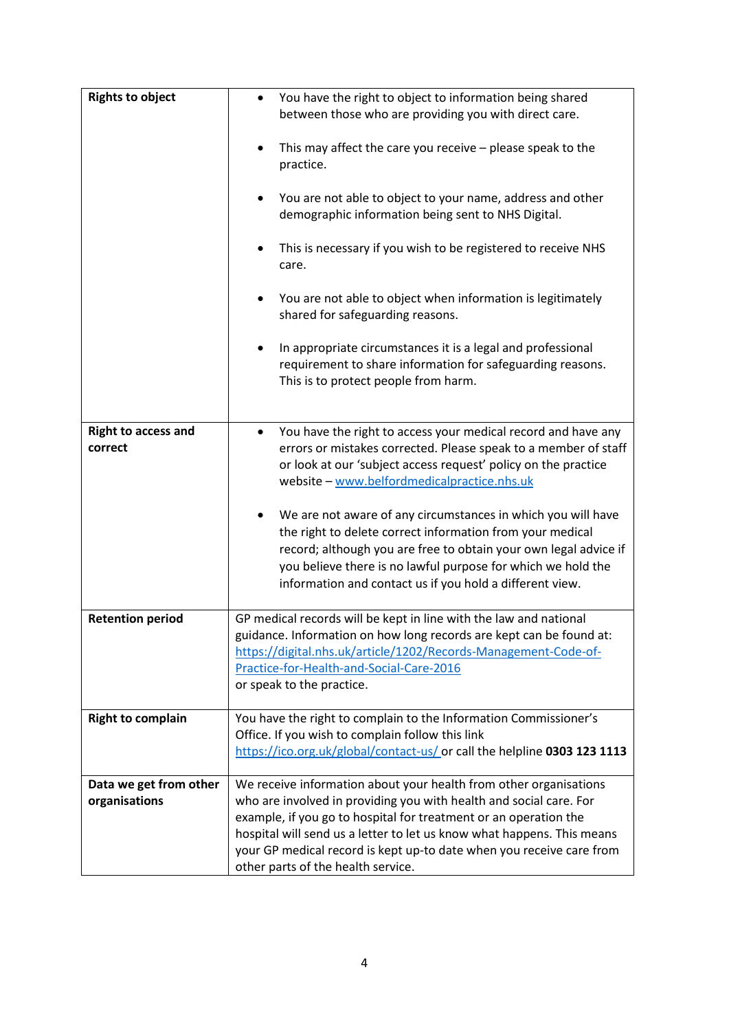| | |
|---|---|
| **Rights to object** | • You have the right to object to information being shared between those who are providing you with direct care.<br><br>• This may affect the care you receive – please speak to the practice.<br><br>• You are not able to object to your name, address and other demographic information being sent to NHS Digital.<br><br>• This is necessary if you wish to be registered to receive NHS care.<br><br>• You are not able to object when information is legitimately shared for safeguarding reasons.<br><br>• In appropriate circumstances it is a legal and professional requirement to share information for safeguarding reasons. This is to protect people from harm. |
| **Right to access and correct** | • You have the right to access your medical record and have any errors or mistakes corrected. Please speak to a member of staff or look at our 'subject access request' policy on the practice website – [www.belfordmedicalpractice.nhs.uk](http://www.belfordmedicalpractice.nhs.uk)<br><br>• We are not aware of any circumstances in which you will have the right to delete correct information from your medical record; although you are free to obtain your own legal advice if you believe there is no lawful purpose for which we hold the information and contact us if you hold a different view. |
| **Retention period** | GP medical records will be kept in line with the law and national guidance. Information on how long records are kept can be found at: [https://digital.nhs.uk/article/1202/Records-Management-Code-of-Practice-for-Health-and-Social-Care-2016](https://digital.nhs.uk/article/1202/Records-Management-Code-of-Practice-for-Health-and-Social-Care-2016)<br>or speak to the practice. |
| **Right to complain** | You have the right to complain to the Information Commissioner's Office. If you wish to complain follow this link [https://ico.org.uk/global/contact-us/](https://ico.org.uk/global/contact-us/) or call the helpline **0303 123 1113** |
| **Data we get from other organisations** | We receive information about your health from other organisations who are involved in providing you with health and social care. For example, if you go to hospital for treatment or an operation the hospital will send us a letter to let us know what happens. This means your GP medical record is kept up-to date when you receive care from other parts of the health service. |